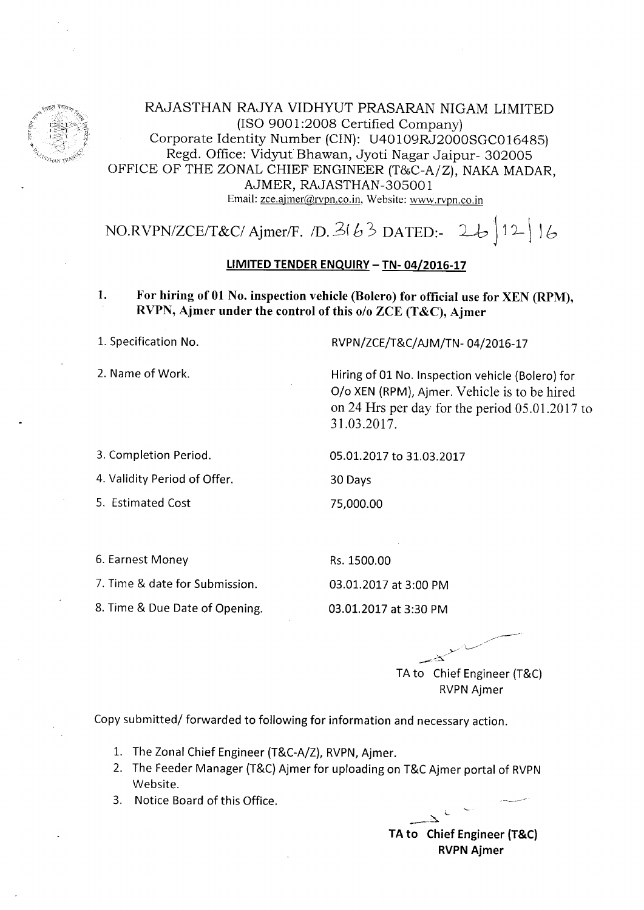RAJASTHAN RAJYA VIDHYUT PRASARAN NIGAM LIMITED
(ISO 9001:2008 Certified Company)
Corporate Identity Number (CIN): U40109RJ2000SGC016485)
Regd. Office: Vidyut Bhawan, Jyoti Nagar Jaipur- 302005
OFFICE OF THE ZONAL CHIEF ENGINEER (T&C-A/Z), NAKA MADAR, AJMER, RAJASTHAN-305001
Email: zce.ajmer@rvpn.co.in, Website: www.rvpn.co.in

NO.RVPN/ZCE/T&C/ Ajmer/F. /D. 3163 DATED:- 26/12/16

## LIMITED TENDER ENQUIRY – TN- 04/2016-17

**1. For hiring of 01 No. inspection vehicle (Bolero) for official use for XEN (RPM), RVPN, Ajmer under the control of this o/o ZCE (T&C), Ajmer**

| | |
|---|---|
| 1. Specification No. | RVPN/ZCE/T&C/AJM/TN- 04/2016-17 |
| 2. Name of Work. | Hiring of 01 No. Inspection vehicle (Bolero) for O/o XEN (RPM), Ajmer. Vehicle is to be hired on 24 Hrs per day for the period 05.01.2017 to 31.03.2017. |
| 3. Completion Period. | 05.01.2017 to 31.03.2017 |
| 4. Validity Period of Offer. | 30 Days |
| 5. Estimated Cost | 75,000.00 |
| 6. Earnest Money | Rs. 1500.00 |
| 7. Time & date for Submission. | 03.01.2017 at 3:00 PM |
| 8. Time & Due Date of Opening. | 03.01.2017 at 3:30 PM |

TA to Chief Engineer (T&C)
RVPN Ajmer

Copy submitted/ forwarded to following for information and necessary action.

1. The Zonal Chief Engineer (T&C-A/Z), RVPN, Ajmer.
2. The Feeder Manager (T&C) Ajmer for uploading on T&C Ajmer portal of RVPN Website.
3. Notice Board of this Office.

**TA to Chief Engineer (T&C)**
**RVPN Ajmer**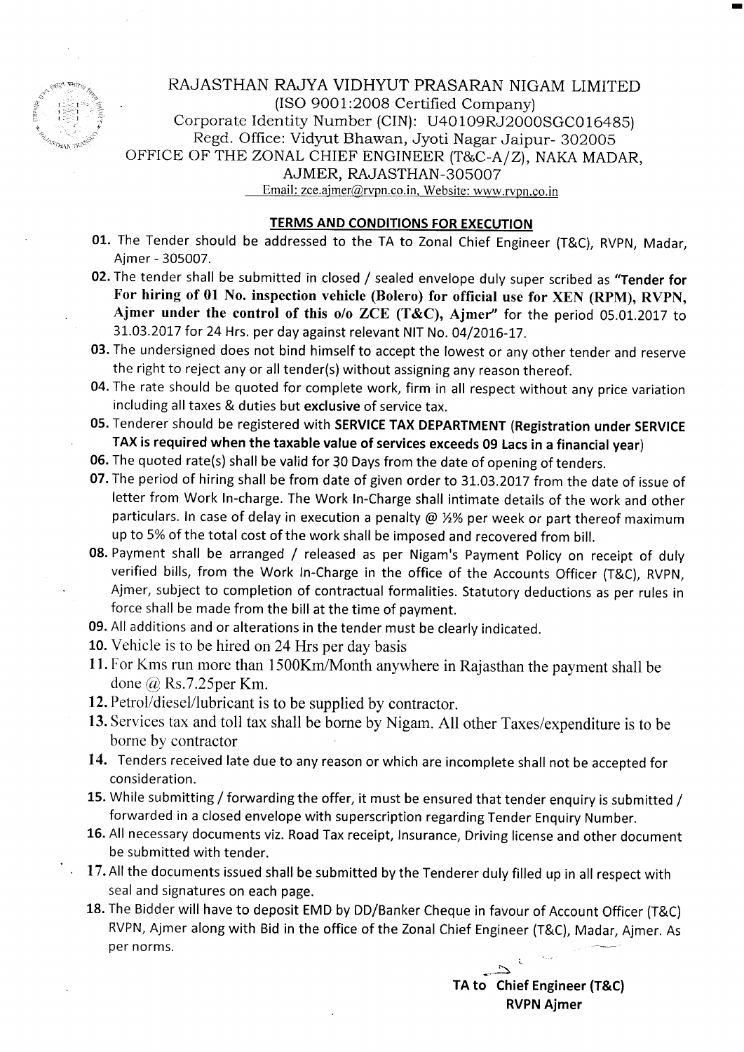RAJASTHAN RAJYA VIDHYUT PRASARAN NIGAM LIMITED
(ISO 9001:2008 Certified Company)
Corporate Identity Number (CIN): U40109RJ2000SGC016485)
Regd. Office: Vidyut Bhawan, Jyoti Nagar Jaipur- 302005
OFFICE OF THE ZONAL CHIEF ENGINEER (T&C-A/Z), NAKA MADAR,
AJMER, RAJASTHAN-305007
Email: zce.ajmer@rvpn.co.in, Website: www.rvpn.co.in

## TERMS AND CONDITIONS FOR EXECUTION

01. The Tender should be addressed to the TA to Zonal Chief Engineer (T&C), RVPN, Madar, Ajmer - 305007.
02. The tender shall be submitted in closed / sealed envelope duly super scribed as **"Tender for For hiring of 01 No. inspection vehicle (Bolero) for official use for XEN (RPM), RVPN, Ajmer under the control of this o/o ZCE (T&C), Ajmer"** for the period 05.01.2017 to 31.03.2017 for 24 Hrs. per day against relevant NIT No. 04/2016-17.
03. The undersigned does not bind himself to accept the lowest or any other tender and reserve the right to reject any or all tender(s) without assigning any reason thereof.
04. The rate should be quoted for complete work, firm in all respect without any price variation including all taxes & duties but **exclusive** of service tax.
05. Tenderer should be registered with **SERVICE TAX DEPARTMENT (Registration under SERVICE TAX is required when the taxable value of services exceeds 09 Lacs in a financial year)**
06. The quoted rate(s) shall be valid for 30 Days from the date of opening of tenders.
07. The period of hiring shall be from date of given order to 31.03.2017 from the date of issue of letter from Work In-charge. The Work In-Charge shall intimate details of the work and other particulars. In case of delay in execution a penalty @ ½% per week or part thereof maximum up to 5% of the total cost of the work shall be imposed and recovered from bill.
08. Payment shall be arranged / released as per Nigam's Payment Policy on receipt of duly verified bills, from the Work In-Charge in the office of the Accounts Officer (T&C), RVPN, Ajmer, subject to completion of contractual formalities. Statutory deductions as per rules in force shall be made from the bill at the time of payment.
09. All additions and or alterations in the tender must be clearly indicated.
10. Vehicle is to be hired on 24 Hrs per day basis
11. For Kms run more than 1500Km/Month anywhere in Rajasthan the payment shall be done @ Rs.7.25per Km.
12. Petrol/diesel/lubricant is to be supplied by contractor.
13. Services tax and toll tax shall be borne by Nigam. All other Taxes/expenditure is to be borne by contractor
14. Tenders received late due to any reason or which are incomplete shall not be accepted for consideration.
15. While submitting / forwarding the offer, it must be ensured that tender enquiry is submitted / forwarded in a closed envelope with superscription regarding Tender Enquiry Number.
16. All necessary documents viz. Road Tax receipt, Insurance, Driving license and other document be submitted with tender.
17. All the documents issued shall be submitted by the Tenderer duly filled up in all respect with seal and signatures on each page.
18. The Bidder will have to deposit EMD by DD/Banker Cheque in favour of Account Officer (T&C) RVPN, Ajmer along with Bid in the office of the Zonal Chief Engineer (T&C), Madar, Ajmer. As per norms.

**TA to Chief Engineer (T&C)**
**RVPN Ajmer**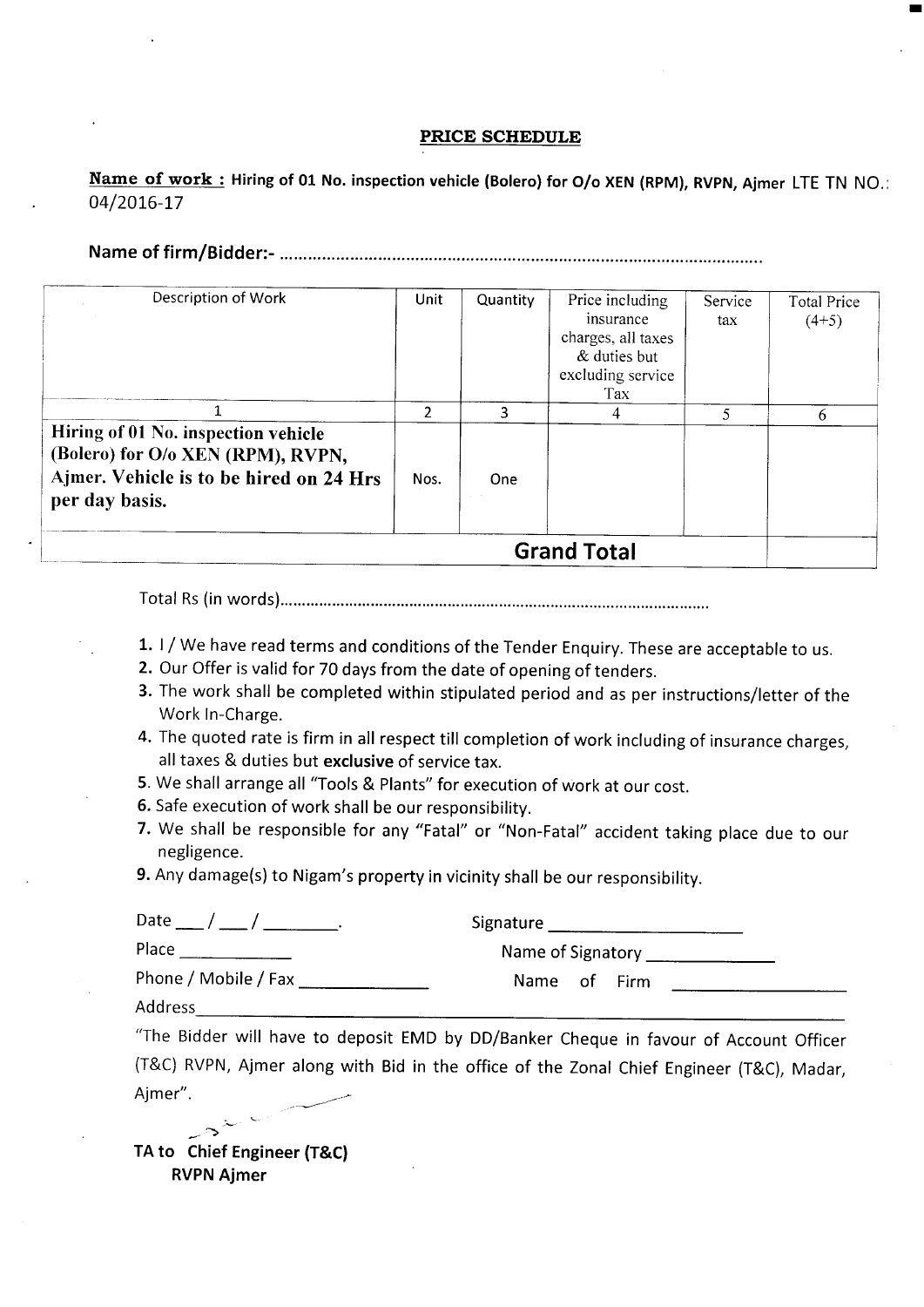## PRICE SCHEDULE

**Name of work :** Hiring of 01 No. inspection vehicle (Bolero) for O/o XEN (RPM), RVPN, Ajmer LTE TN NO.: 04/2016-17

**Name of firm/Bidder:- ......................................................................................................**

| Description of Work | Unit | Quantity | Price including insurance charges, all taxes & duties but excluding service Tax | Service tax | Total Price (4+5) |
|---|---|---|---|---|---|
| 1 | 2 | 3 | 4 | 5 | 6 |
| **Hiring of 01 No. inspection vehicle (Bolero) for O/o XEN (RPM), RVPN, Ajmer. Vehicle is to be hired on 24 Hrs per day basis.** | Nos. | One | | | |
| | | | **Grand Total** | | |

Total Rs (in words)..................................................................................................

1. I / We have read terms and conditions of the Tender Enquiry. These are acceptable to us.
2. Our Offer is valid for 70 days from the date of opening of tenders.
3. The work shall be completed within stipulated period and as per instructions/letter of the Work In-Charge.
4. The quoted rate is firm in all respect till completion of work including of insurance charges, all taxes & duties but **exclusive** of service tax.
5. We shall arrange all "Tools & Plants" for execution of work at our cost.
6. Safe execution of work shall be our responsibility.
7. We shall be responsible for any "Fatal" or "Non-Fatal" accident taking place due to our negligence.
9. Any damage(s) to Nigam's property in vicinity shall be our responsibility.

Date ___ / ___ / ________. Signature ____________________

Place ___________ Name of Signatory ____________

Phone / Mobile / Fax _____________ Name of Firm _________________

Address_____________________________________________________________

"The Bidder will have to deposit EMD by DD/Banker Cheque in favour of Account Officer (T&C) RVPN, Ajmer along with Bid in the office of the Zonal Chief Engineer (T&C), Madar, Ajmer".

**TA to Chief Engineer (T&C)**
**RVPN Ajmer**